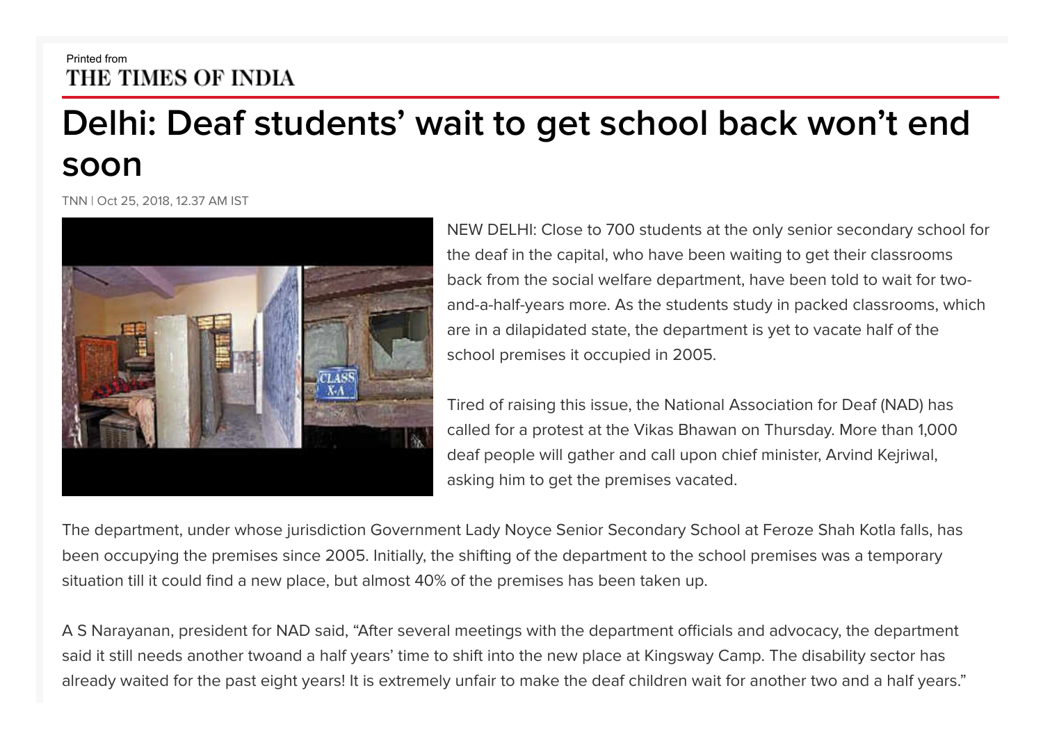Printed from
THE TIMES OF INDIA

# Delhi: Deaf students' wait to get school back won't end soon

TNN | Oct 25, 2018, 12.37 AM IST

NEW DELHI: Close to 700 students at the only senior secondary school for the deaf in the capital, who have been waiting to get their classrooms back from the social welfare department, have been told to wait for two-and-a-half-years more. As the students study in packed classrooms, which are in a dilapidated state, the department is yet to vacate half of the school premises it occupied in 2005.

Tired of raising this issue, the National Association for Deaf (NAD) has called for a protest at the Vikas Bhawan on Thursday. More than 1,000 deaf people will gather and call upon chief minister, Arvind Kejriwal, asking him to get the premises vacated.

The department, under whose jurisdiction Government Lady Noyce Senior Secondary School at Feroze Shah Kotla falls, has been occupying the premises since 2005. Initially, the shifting of the department to the school premises was a temporary situation till it could find a new place, but almost 40% of the premises has been taken up.

A S Narayanan, president for NAD said, "After several meetings with the department officials and advocacy, the department said it still needs another twoand a half years' time to shift into the new place at Kingsway Camp. The disability sector has already waited for the past eight years! It is extremely unfair to make the deaf children wait for another two and a half years."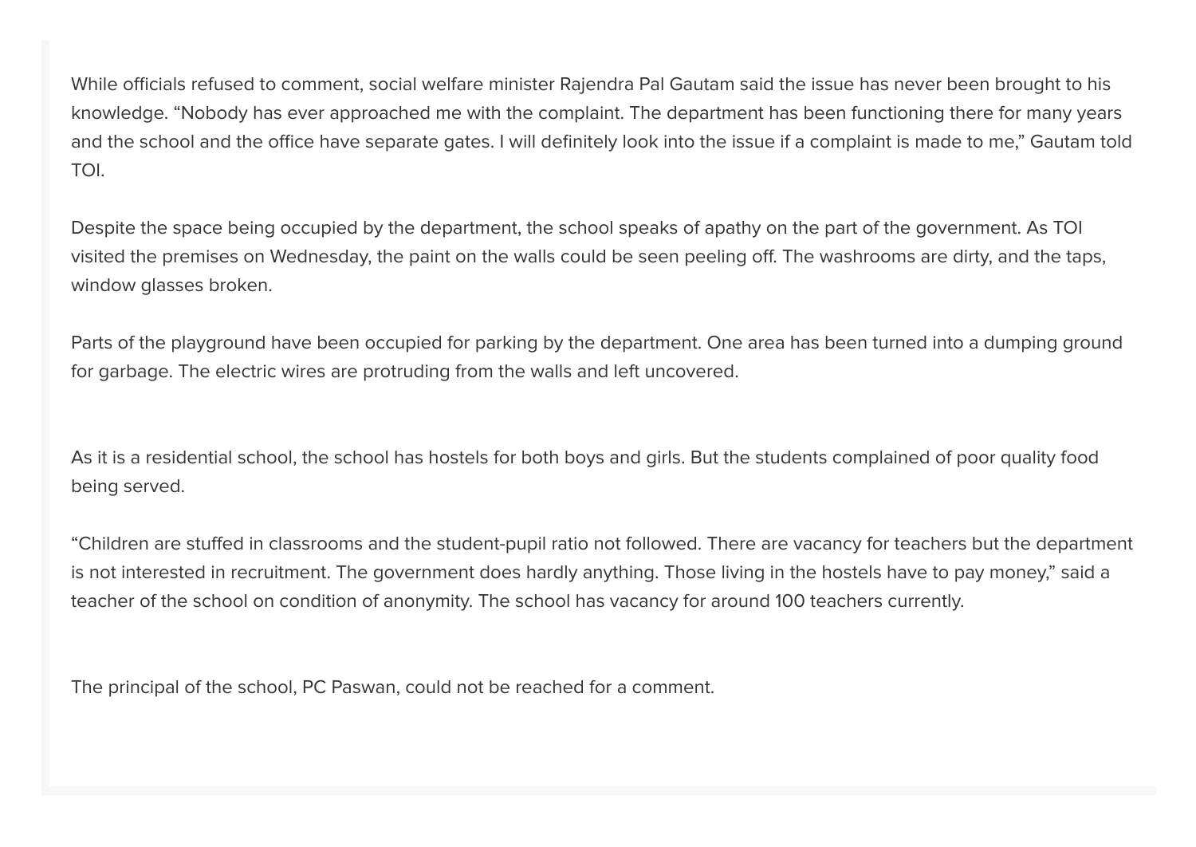While officials refused to comment, social welfare minister Rajendra Pal Gautam said the issue has never been brought to his knowledge. “Nobody has ever approached me with the complaint. The department has been functioning there for many years and the school and the office have separate gates. I will definitely look into the issue if a complaint is made to me,” Gautam told TOI.

Despite the space being occupied by the department, the school speaks of apathy on the part of the government. As TOI visited the premises on Wednesday, the paint on the walls could be seen peeling off. The washrooms are dirty, and the taps, window glasses broken.

Parts of the playground have been occupied for parking by the department. One area has been turned into a dumping ground for garbage. The electric wires are protruding from the walls and left uncovered.

As it is a residential school, the school has hostels for both boys and girls. But the students complained of poor quality food being served.

“Children are stuffed in classrooms and the student-pupil ratio not followed. There are vacancy for teachers but the department is not interested in recruitment. The government does hardly anything. Those living in the hostels have to pay money,” said a teacher of the school on condition of anonymity. The school has vacancy for around 100 teachers currently.

The principal of the school, PC Paswan, could not be reached for a comment.